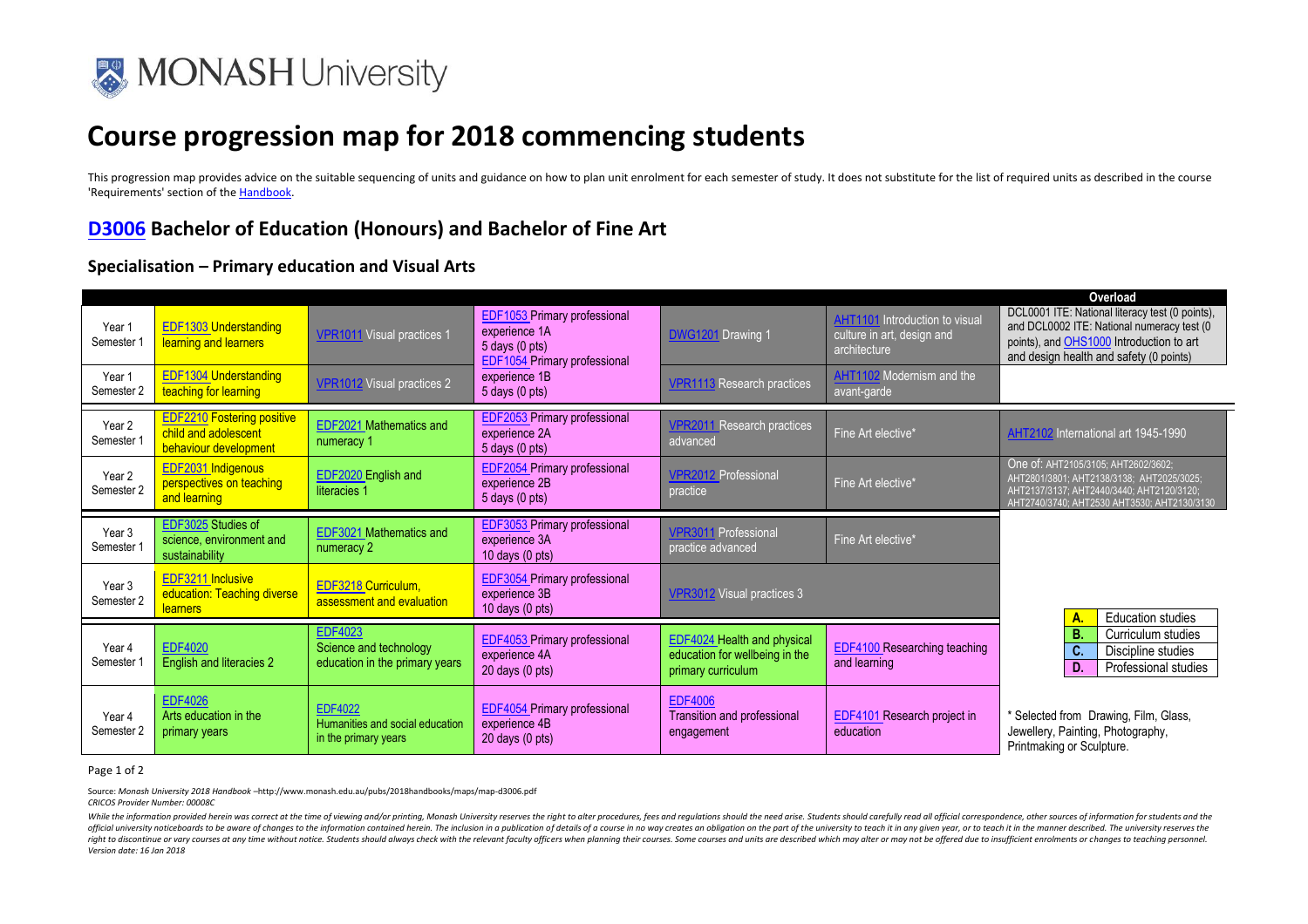# Course progression map for 2018 commencing students

This progression map provides advice on the suitable sequencing of units and guidance on how to plan unit enrolment for each semester of study. It does not substitute for the list of required units as described in the course 'Requirements' section of the Handbook.

## D3006 Bachelor of Education (Honours) and Bachelor of Fine Art

### Specialisation – Primary education and Visual Arts

| | | | | | | Overload |
|---|---|---|---|---|---|---|
| Year 1 Semester 1 | EDF1303 Understanding learning and learners | VPR1011 Visual practices 1 | EDF1053 Primary professional experience 1A 5 days (0 pts) | DWG1201 Drawing 1 | AHT1101 Introduction to visual culture in art, design and architecture | DCL0001 ITE: National literacy test (0 points), and DCL0002 ITE: National numeracy test (0 points), and OHS1000 Introduction to art and design health and safety (0 points) |
| Year 1 Semester 2 | EDF1304 Understanding teaching for learning | VPR1012 Visual practices 2 | EDF1054 Primary professional experience 1B 5 days (0 pts) | VPR1113 Research practices | AHT1102 Modernism and the avant-garde | |
| Year 2 Semester 1 | EDF2210 Fostering positive child and adolescent behaviour development | EDF2021 Mathematics and numeracy 1 | EDF2053 Primary professional experience 2A 5 days (0 pts) | VPR2011 Research practices advanced | Fine Art elective* | AHT2102 International art 1945-1990 |
| Year 2 Semester 2 | EDF2031 Indigenous perspectives on teaching and learning | EDF2020 English and literacies 1 | EDF2054 Primary professional experience 2B 5 days (0 pts) | VPR2012 Professional practice | Fine Art elective* | One of: AHT2105/3105; AHT2602/3602; AHT2801/3801; AHT2138/3138; AHT2025/3025; AHT2137/3137; AHT2440/3440; AHT2120/3120; AHT2740/3740; AHT2530 AHT3530; AHT2130/3130 |
| Year 3 Semester 1 | EDF3025 Studies of science, environment and sustainability | EDF3021 Mathematics and numeracy 2 | EDF3053 Primary professional experience 3A 10 days (0 pts) | VPR3011 Professional practice advanced | Fine Art elective* | |
| Year 3 Semester 2 | EDF3211 Inclusive education: Teaching diverse learners | EDF3218 Curriculum, assessment and evaluation | EDF3054 Primary professional experience 3B 10 days (0 pts) | VPR3012 Visual practices 3 | | |
| Year 4 Semester 1 | EDF4020 English and literacies 2 | EDF4023 Science and technology education in the primary years | EDF4053 Primary professional experience 4A 20 days (0 pts) | EDF4024 Health and physical education for wellbeing in the primary curriculum | EDF4100 Researching teaching and learning | |
| Year 4 Semester 2 | EDF4026 Arts education in the primary years | EDF4022 Humanities and social education in the primary years | EDF4054 Primary professional experience 4B 20 days (0 pts) | EDF4006 Transition and professional engagement | EDF4101 Research project in education | |

| | |
|---|---|
| A. | Education studies |
| B. | Curriculum studies |
| C. | Discipline studies |
| D. | Professional studies |

\* Selected from Drawing, Film, Glass, Jewellery, Painting, Photography, Printmaking or Sculpture.

Source: *Monash University 2018 Handbook* –http://www.monash.edu.au/pubs/2018handbooks/maps/map-d3006.pdf
*CRICOS Provider Number: 00008C*

*While the information provided herein was correct at the time of viewing and/or printing, Monash University reserves the right to alter procedures, fees and regulations should the need arise. Students should carefully read all official correspondence, other sources of information for students and the official university noticeboards to be aware of changes to the information contained herein. The inclusion in a publication of details of a course in no way creates an obligation on the part of the university to teach it in any given year, or to teach it in the manner described. The university reserves the right to discontinue or vary courses at any time without notice. Students should always check with the relevant faculty officers when planning their courses. Some courses and units are described which may alter or may not be offered due to insufficient enrolments or changes to teaching personnel.*
*Version date: 16 Jan 2018*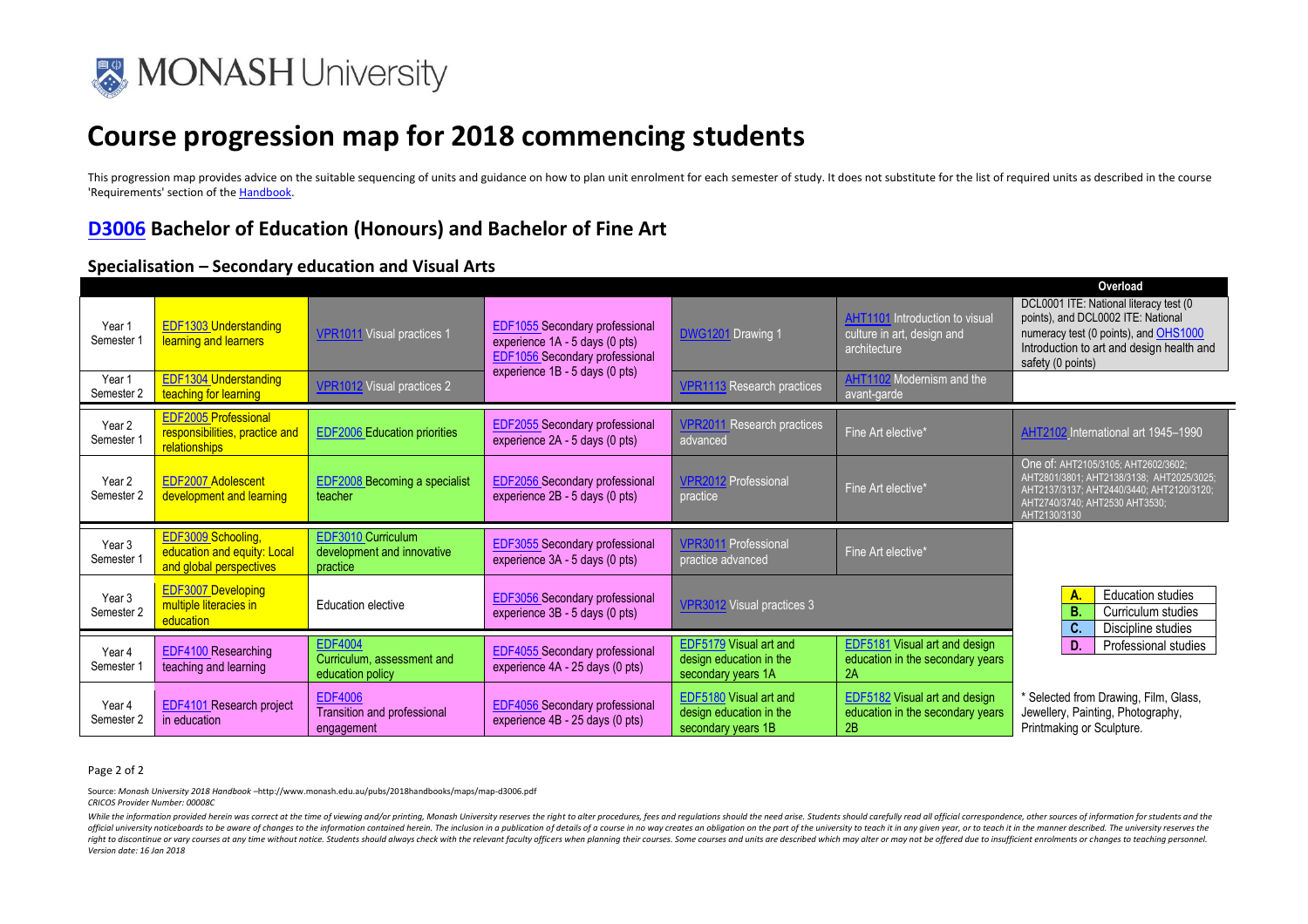# Course progression map for 2018 commencing students

This progression map provides advice on the suitable sequencing of units and guidance on how to plan unit enrolment for each semester of study. It does not substitute for the list of required units as described in the course 'Requirements' section of the Handbook.

## D3006 Bachelor of Education (Honours) and Bachelor of Fine Art

### Specialisation – Secondary education and Visual Arts

| | | | | | | Overload |
|---|---|---|---|---|---|---|
| Year 1 Semester 1 | EDF1303 Understanding learning and learners | VPR1011 Visual practices 1 | EDF1055 Secondary professional experience 1A - 5 days (0 pts) EDF1056 Secondary professional experience 1B - 5 days (0 pts) | DWG1201 Drawing 1 | AHT1101 Introduction to visual culture in art, design and architecture | DCL0001 ITE: National literacy test (0 points), and DCL0002 ITE: National numeracy test (0 points), and OHS1000 Introduction to art and design health and safety (0 points) |
| Year 1 Semester 2 | EDF1304 Understanding teaching for learning | VPR1012 Visual practices 2 | | VPR1113 Research practices | AHT1102 Modernism and the avant-garde | |
| Year 2 Semester 1 | EDF2005 Professional responsibilities, practice and relationships | EDF2006 Education priorities | EDF2055 Secondary professional experience 2A - 5 days (0 pts) | VPR2011 Research practices advanced | Fine Art elective* | AHT2102 International art 1945–1990 |
| Year 2 Semester 2 | EDF2007 Adolescent development and learning | EDF2008 Becoming a specialist teacher | EDF2056 Secondary professional experience 2B - 5 days (0 pts) | VPR2012 Professional practice | Fine Art elective* | One of: AHT2105/3105; AHT2602/3602; AHT2801/3801; AHT2138/3138; AHT2025/3025; AHT2137/3137; AHT2440/3440; AHT2120/3120; AHT2740/3740; AHT2530 AHT3530; AHT2130/3130 |
| Year 3 Semester 1 | EDF3009 Schooling, education and equity: Local and global perspectives | EDF3010 Curriculum development and innovative practice | EDF3055 Secondary professional experience 3A - 5 days (0 pts) | VPR3011 Professional practice advanced | Fine Art elective* | |
| Year 3 Semester 2 | EDF3007 Developing multiple literacies in education | Education elective | EDF3056 Secondary professional experience 3B - 5 days (0 pts) | VPR3012 Visual practices 3 | | |
| Year 4 Semester 1 | EDF4100 Researching teaching and learning | EDF4004 Curriculum, assessment and education policy | EDF4055 Secondary professional experience 4A - 25 days (0 pts) | EDF5179 Visual art and design education in the secondary years 1A | EDF5181 Visual art and design education in the secondary years 2A | |
| Year 4 Semester 2 | EDF4101 Research project in education | EDF4006 Transition and professional engagement | EDF4056 Secondary professional experience 4B - 25 days (0 pts) | EDF5180 Visual art and design education in the secondary years 1B | EDF5182 Visual art and design education in the secondary years 2B | |

| | |
|---|---|
| A. | Education studies |
| B. | Curriculum studies |
| C. | Discipline studies |
| D. | Professional studies |

\* Selected from Drawing, Film, Glass, Jewellery, Painting, Photography, Printmaking or Sculpture.

Source: *Monash University 2018 Handbook* –http://www.monash.edu.au/pubs/2018handbooks/maps/map-d3006.pdf
*CRICOS Provider Number: 00008C*

*While the information provided herein was correct at the time of viewing and/or printing, Monash University reserves the right to alter procedures, fees and regulations should the need arise. Students should carefully read all official correspondence, other sources of information for students and the official university noticeboards to be aware of changes to the information contained herein. The inclusion in a publication of details of a course in no way creates an obligation on the part of the university to teach it in any given year, or to teach it in the manner described. The university reserves the right to discontinue or vary courses at any time without notice. Students should always check with the relevant faculty officers when planning their courses. Some courses and units are described which may alter or may not be offered due to insufficient enrolments or changes to teaching personnel.*
*Version date: 16 Jan 2018*